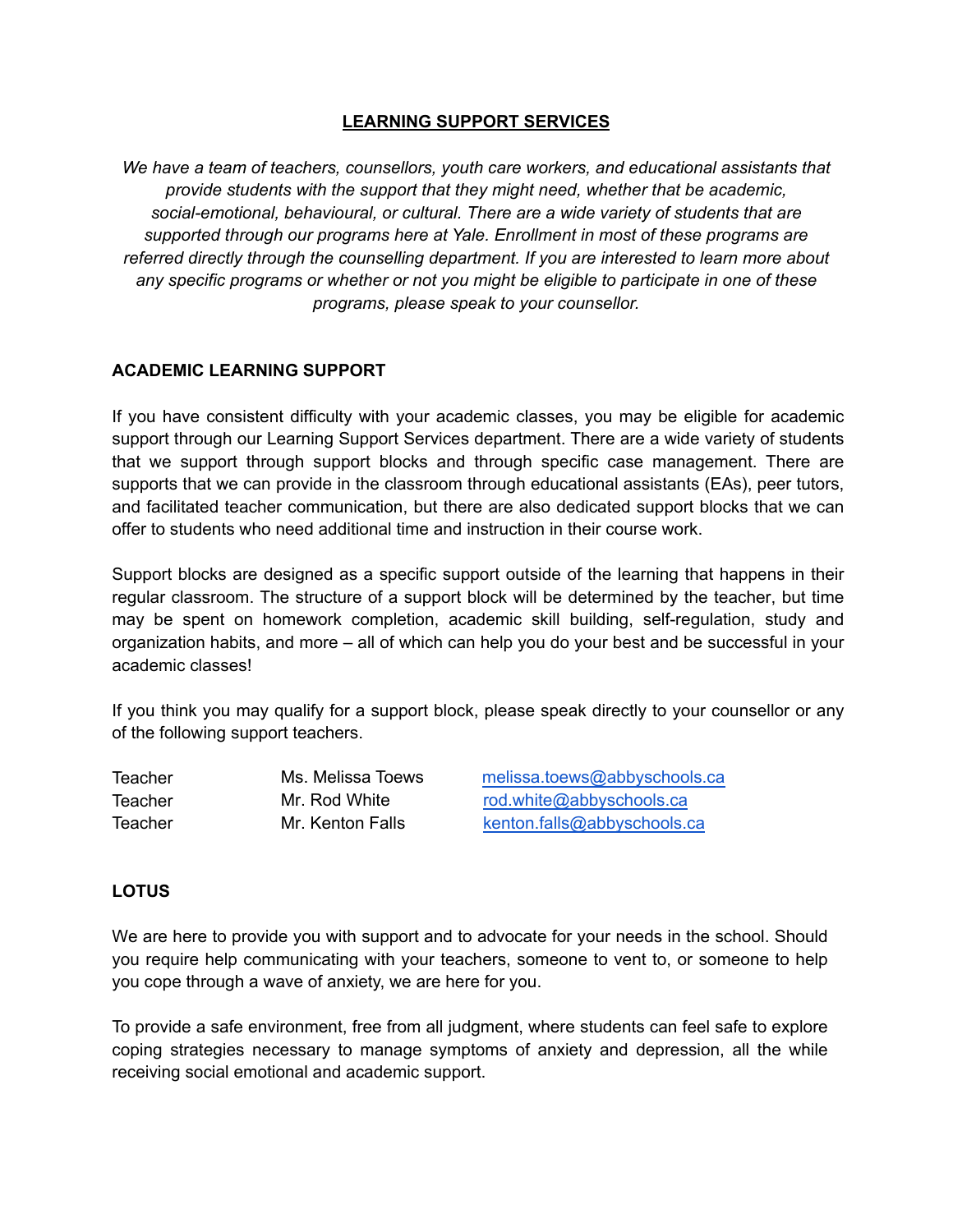# **LEARNING SUPPORT SERVICES**

*We have a team of teachers, counsellors, youth care workers, and educational assistants that provide students with the support that they might need, whether that be academic, social-emotional, behavioural, or cultural. There are a wide variety of students that are supported through our programs here at Yale. Enrollment in most of these programs are referred directly through the counselling department. If you are interested to learn more about any specific programs or whether or not you might be eligible to participate in one of these programs, please speak to your counsellor.*

## ACADEMIC LEARNING SUPPORT

If you have consistent difficulty with your academic classes, you may be eligible for academic support through our Learning Support Services department. There are a wide variety of students that we support through support blocks and through specific case management. There are supports that we can provide in the classroom through educational assistants (EAs), peer tutors, and facilitated teacher communication, but there are also dedicated support blocks that we can offer to students who need additional time and instruction in their course work.

Support blocks are designed as a specific support outside of the learning that happens in their regular classroom. The structure of a support block will be determined by the teacher, but time may be spent on homework completion, academic skill building, self-regulation, study and organization habits, and more – all of which can help you do your best and be successful in your academic classes!

If you think you may qualify for a support block, please speak directly to your counsellor or any of the following support teachers.

| | | |
|---|---|---|
| Teacher | Ms. Melissa Toews | melissa.toews@abbyschools.ca |
| Teacher | Mr. Rod White | rod.white@abbyschools.ca |
| Teacher | Mr. Kenton Falls | kenton.falls@abbyschools.ca |

## LOTUS

We are here to provide you with support and to advocate for your needs in the school. Should you require help communicating with your teachers, someone to vent to, or someone to help you cope through a wave of anxiety, we are here for you.

To provide a safe environment, free from all judgment, where students can feel safe to explore coping strategies necessary to manage symptoms of anxiety and depression, all the while receiving social emotional and academic support.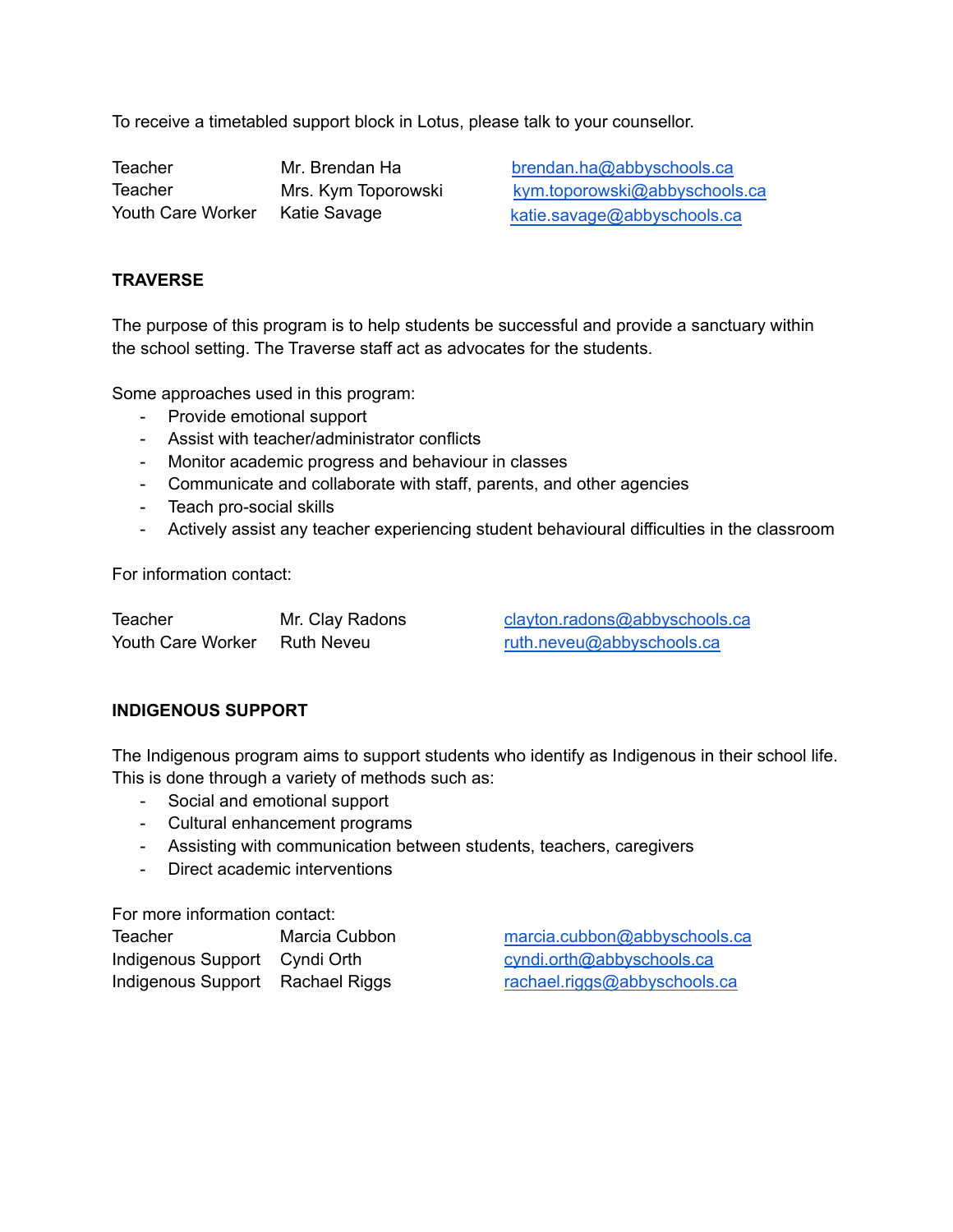To receive a timetabled support block in Lotus, please talk to your counsellor.

| | | |
|---|---|---|
| Teacher | Mr. Brendan Ha | brendan.ha@abbyschools.ca |
| Teacher | Mrs. Kym Toporowski | kym.toporowski@abbyschools.ca |
| Youth Care Worker | Katie Savage | katie.savage@abbyschools.ca |

**TRAVERSE**

The purpose of this program is to help students be successful and provide a sanctuary within the school setting. The Traverse staff act as advocates for the students.

Some approaches used in this program:

- Provide emotional support
- Assist with teacher/administrator conflicts
- Monitor academic progress and behaviour in classes
- Communicate and collaborate with staff, parents, and other agencies
- Teach pro-social skills
- Actively assist any teacher experiencing student behavioural difficulties in the classroom

For information contact:

| | | |
|---|---|---|
| Teacher | Mr. Clay Radons | clayton.radons@abbyschools.ca |
| Youth Care Worker | Ruth Neveu | ruth.neveu@abbyschools.ca |

**INDIGENOUS SUPPORT**

The Indigenous program aims to support students who identify as Indigenous in their school life. This is done through a variety of methods such as:

- Social and emotional support
- Cultural enhancement programs
- Assisting with communication between students, teachers, caregivers
- Direct academic interventions

For more information contact:

| | | |
|---|---|---|
| Teacher | Marcia Cubbon | marcia.cubbon@abbyschools.ca |
| Indigenous Support | Cyndi Orth | cyndi.orth@abbyschools.ca |
| Indigenous Support | Rachael Riggs | rachael.riggs@abbyschools.ca |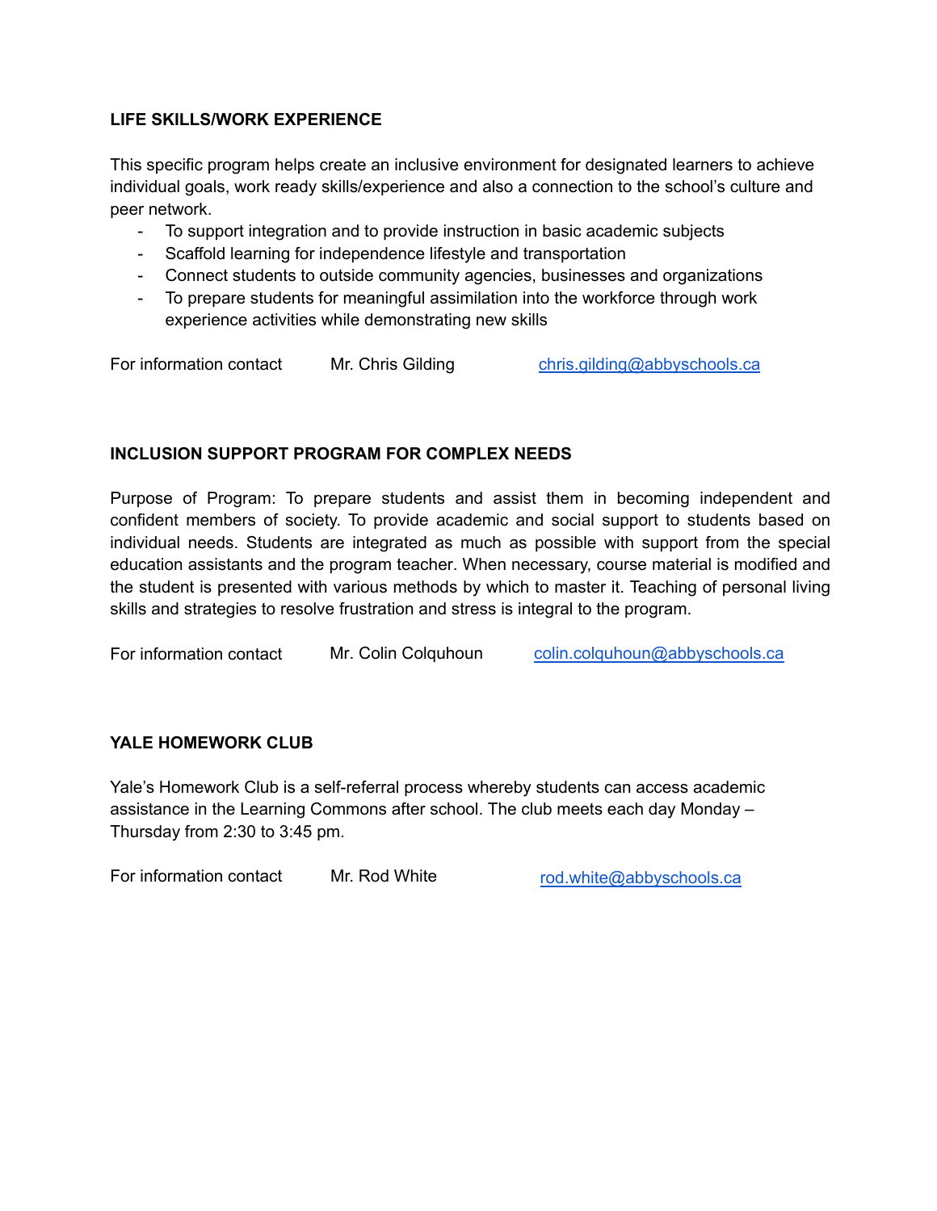**LIFE SKILLS/WORK EXPERIENCE**

This specific program helps create an inclusive environment for designated learners to achieve individual goals, work ready skills/experience and also a connection to the school's culture and peer network.

- To support integration and to provide instruction in basic academic subjects
- Scaffold learning for independence lifestyle and transportation
- Connect students to outside community agencies, businesses and organizations
- To prepare students for meaningful assimilation into the workforce through work experience activities while demonstrating new skills

For information contact Mr. Chris Gilding chris.gilding@abbyschools.ca

**INCLUSION SUPPORT PROGRAM FOR COMPLEX NEEDS**

Purpose of Program: To prepare students and assist them in becoming independent and confident members of society. To provide academic and social support to students based on individual needs. Students are integrated as much as possible with support from the special education assistants and the program teacher. When necessary, course material is modified and the student is presented with various methods by which to master it. Teaching of personal living skills and strategies to resolve frustration and stress is integral to the program.

For information contact Mr. Colin Colquhoun colin.colquhoun@abbyschools.ca

**YALE HOMEWORK CLUB**

Yale's Homework Club is a self-referral process whereby students can access academic assistance in the Learning Commons after school. The club meets each day Monday – Thursday from 2:30 to 3:45 pm.

For information contact Mr. Rod White rod.white@abbyschools.ca